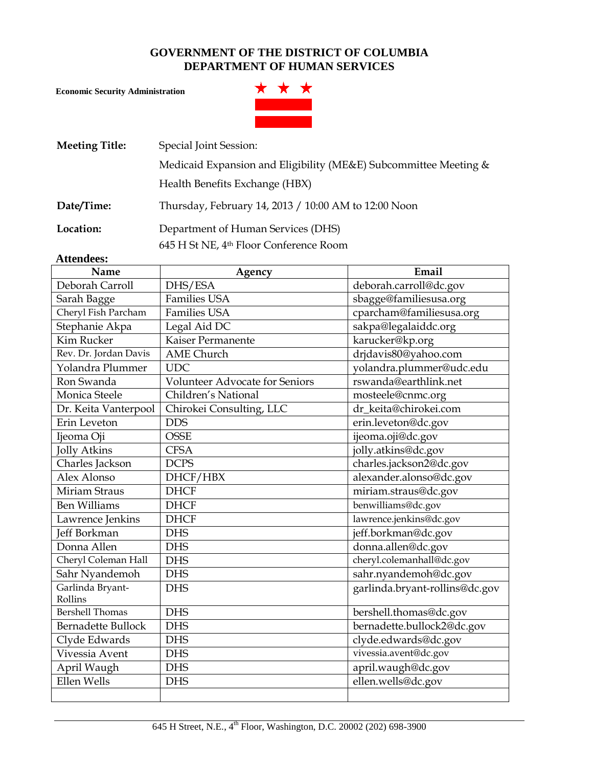# GOVERNMENT OF THE DISTRICT OF COLUMBIA
# DEPARTMENT OF HUMAN SERVICES

**Economic Security Administration**

**Meeting Title:** Special Joint Session:

Medicaid Expansion and Eligibility (ME&E) Subcommittee Meeting &

Health Benefits Exchange (HBX)

**Date/Time:** Thursday, February 14, 2013 / 10:00 AM to 12:00 Noon

**Location:** Department of Human Services (DHS)

645 H St NE, 4th Floor Conference Room

**Attendees:**

| Name | Agency | Email |
|---|---|---|
| Deborah Carroll | DHS/ESA | deborah.carroll@dc.gov |
| Sarah Bagge | Families USA | sbagge@familiesusa.org |
| Cheryl Fish Parcham | Families USA | cparcham@familiesusa.org |
| Stephanie Akpa | Legal Aid DC | sakpa@legalaiddc.org |
| Kim Rucker | Kaiser Permanente | karucker@kp.org |
| Rev. Dr. Jordan Davis | AME Church | drjdavis80@yahoo.com |
| Yolandra Plummer | UDC | yolandra.plummer@udc.edu |
| Ron Swanda | Volunteer Advocate for Seniors | rswanda@earthlink.net |
| Monica Steele | Children's National | mosteele@cnmc.org |
| Dr. Keita Vanterpool | Chirokei Consulting, LLC | dr_keita@chirokei.com |
| Erin Leveton | DDS | erin.leveton@dc.gov |
| Ijeoma Oji | OSSE | ijeoma.oji@dc.gov |
| Jolly Atkins | CFSA | jolly.atkins@dc.gov |
| Charles Jackson | DCPS | charles.jackson2@dc.gov |
| Alex Alonso | DHCF/HBX | alexander.alonso@dc.gov |
| Miriam Straus | DHCF | miriam.straus@dc.gov |
| Ben Williams | DHCF | benwilliams@dc.gov |
| Lawrence Jenkins | DHCF | lawrence.jenkins@dc.gov |
| Jeff Borkman | DHS | jeff.borkman@dc.gov |
| Donna Allen | DHS | donna.allen@dc.gov |
| Cheryl Coleman Hall | DHS | cheryl.colemanhall@dc.gov |
| Sahr Nyandemoh | DHS | sahr.nyandemoh@dc.gov |
| Garlinda Bryant-Rollins | DHS | garlinda.bryant-rollins@dc.gov |
| Bershell Thomas | DHS | bershell.thomas@dc.gov |
| Bernadette Bullock | DHS | bernadette.bullock2@dc.gov |
| Clyde Edwards | DHS | clyde.edwards@dc.gov |
| Vivessia Avent | DHS | vivessia.avent@dc.gov |
| April Waugh | DHS | april.waugh@dc.gov |
| Ellen Wells | DHS | ellen.wells@dc.gov |
| | | |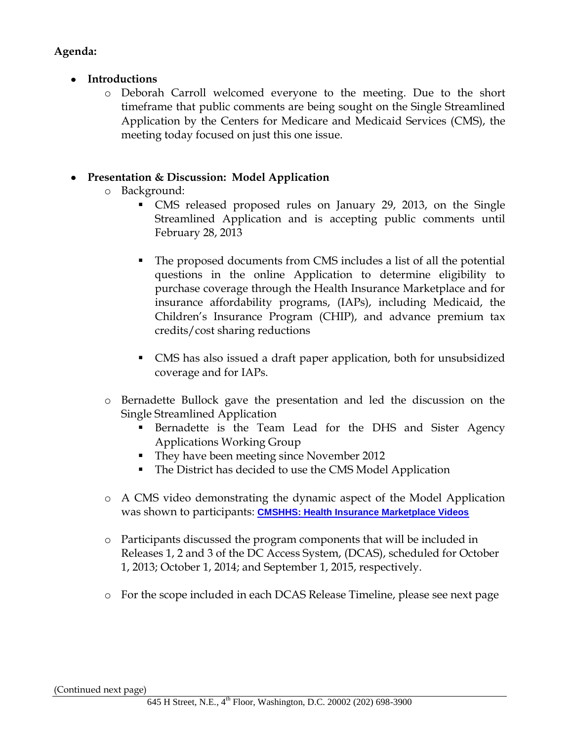**Agenda:**

- **Introductions**
  - Deborah Carroll welcomed everyone to the meeting. Due to the short timeframe that public comments are being sought on the Single Streamlined Application by the Centers for Medicare and Medicaid Services (CMS), the meeting today focused on just this one issue.

- **Presentation & Discussion: Model Application**
  - Background:
    - CMS released proposed rules on January 29, 2013, on the Single Streamlined Application and is accepting public comments until February 28, 2013
    - The proposed documents from CMS includes a list of all the potential questions in the online Application to determine eligibility to purchase coverage through the Health Insurance Marketplace and for insurance affordability programs, (IAPs), including Medicaid, the Children's Insurance Program (CHIP), and advance premium tax credits/cost sharing reductions
    - CMS has also issued a draft paper application, both for unsubsidized coverage and for IAPs.
  - Bernadette Bullock gave the presentation and led the discussion on the Single Streamlined Application
    - Bernadette is the Team Lead for the DHS and Sister Agency Applications Working Group
    - They have been meeting since November 2012
    - The District has decided to use the CMS Model Application
  - A CMS video demonstrating the dynamic aspect of the Model Application was shown to participants: **CMSHHS: Health Insurance Marketplace Videos**
  - Participants discussed the program components that will be included in Releases 1, 2 and 3 of the DC Access System, (DCAS), scheduled for October 1, 2013; October 1, 2014; and September 1, 2015, respectively.
  - For the scope included in each DCAS Release Timeline, please see next page

(Continued next page)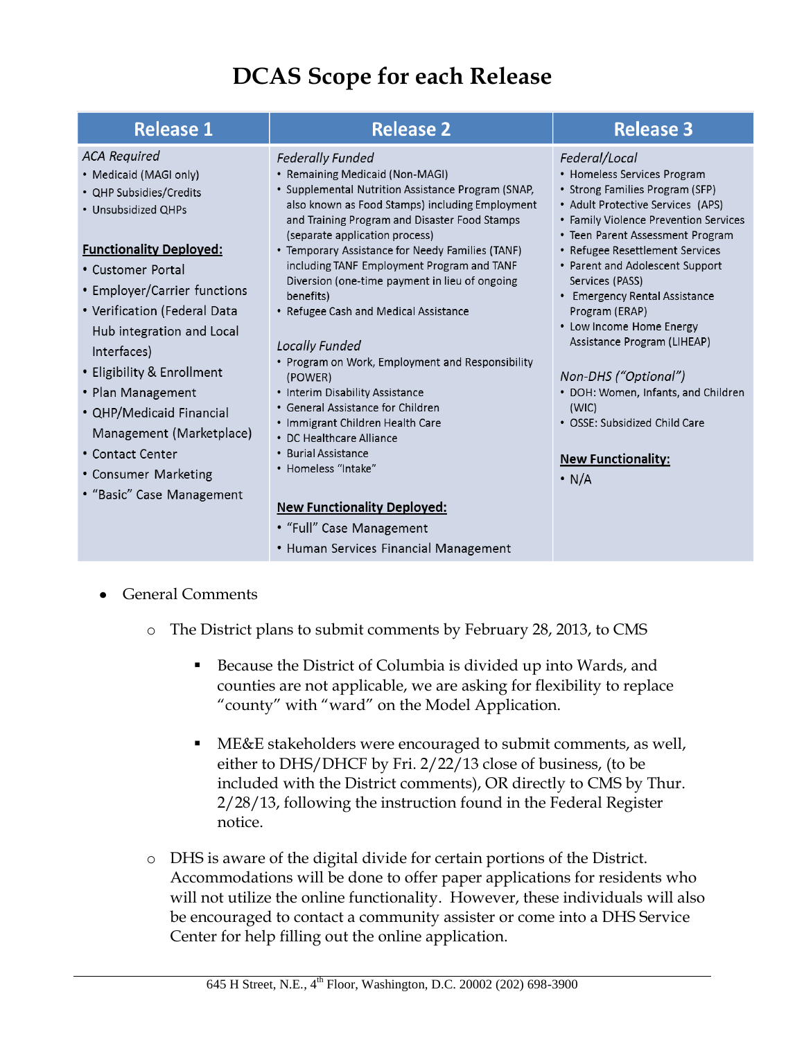# DCAS Scope for each Release

| Release 1 | Release 2 | Release 3 |
|---|---|---|
| *ACA Required*<br>• Medicaid (MAGI only)<br>• QHP Subsidies/Credits<br>• Unsubsidized QHPs<br><br>**Functionality Deployed:**<br>• Customer Portal<br>• Employer/Carrier functions<br>• Verification (Federal Data Hub integration and Local Interfaces)<br>• Eligibility & Enrollment<br>• Plan Management<br>• QHP/Medicaid Financial Management (Marketplace)<br>• Contact Center<br>• Consumer Marketing<br>• "Basic" Case Management | *Federally Funded*<br>• Remaining Medicaid (Non-MAGI)<br>• Supplemental Nutrition Assistance Program (SNAP, also known as Food Stamps) including Employment and Training Program and Disaster Food Stamps (separate application process)<br>• Temporary Assistance for Needy Families (TANF) including TANF Employment Program and TANF Diversion (one-time payment in lieu of ongoing benefits)<br>• Refugee Cash and Medical Assistance<br><br>*Locally Funded*<br>• Program on Work, Employment and Responsibility (POWER)<br>• Interim Disability Assistance<br>• General Assistance for Children<br>• Immigrant Children Health Care<br>• DC Healthcare Alliance<br>• Burial Assistance<br>• Homeless "Intake"<br><br>**New Functionality Deployed:**<br>• "Full" Case Management<br>• Human Services Financial Management | *Federal/Local*<br>• Homeless Services Program<br>• Strong Families Program (SFP)<br>• Adult Protective Services (APS)<br>• Family Violence Prevention Services<br>• Teen Parent Assessment Program<br>• Refugee Resettlement Services<br>• Parent and Adolescent Support Services (PASS)<br>• Emergency Rental Assistance Program (ERAP)<br>• Low Income Home Energy Assistance Program (LIHEAP)<br><br>*Non-DHS ("Optional")*<br>• DOH: Women, Infants, and Children (WIC)<br>• OSSE: Subsidized Child Care<br><br>**New Functionality:**<br>• N/A |

- General Comments
  - The District plans to submit comments by February 28, 2013, to CMS
    - Because the District of Columbia is divided up into Wards, and counties are not applicable, we are asking for flexibility to replace "county" with "ward" on the Model Application.
    - ME&E stakeholders were encouraged to submit comments, as well, either to DHS/DHCF by Fri. 2/22/13 close of business, (to be included with the District comments), OR directly to CMS by Thur. 2/28/13, following the instruction found in the Federal Register notice.
  - DHS is aware of the digital divide for certain portions of the District. Accommodations will be done to offer paper applications for residents who will not utilize the online functionality. However, these individuals will also be encouraged to contact a community assister or come into a DHS Service Center for help filling out the online application.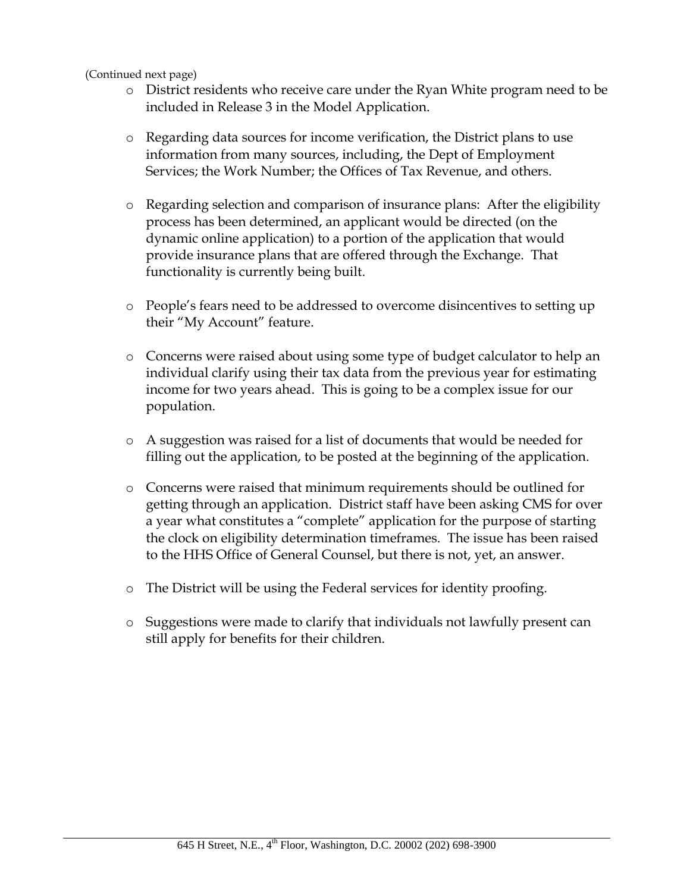(Continued next page)

- District residents who receive care under the Ryan White program need to be included in Release 3 in the Model Application.

- Regarding data sources for income verification, the District plans to use information from many sources, including, the Dept of Employment Services; the Work Number; the Offices of Tax Revenue, and others.

- Regarding selection and comparison of insurance plans: After the eligibility process has been determined, an applicant would be directed (on the dynamic online application) to a portion of the application that would provide insurance plans that are offered through the Exchange. That functionality is currently being built.

- People's fears need to be addressed to overcome disincentives to setting up their "My Account" feature.

- Concerns were raised about using some type of budget calculator to help an individual clarify using their tax data from the previous year for estimating income for two years ahead. This is going to be a complex issue for our population.

- A suggestion was raised for a list of documents that would be needed for filling out the application, to be posted at the beginning of the application.

- Concerns were raised that minimum requirements should be outlined for getting through an application. District staff have been asking CMS for over a year what constitutes a "complete" application for the purpose of starting the clock on eligibility determination timeframes. The issue has been raised to the HHS Office of General Counsel, but there is not, yet, an answer.

- The District will be using the Federal services for identity proofing.

- Suggestions were made to clarify that individuals not lawfully present can still apply for benefits for their children.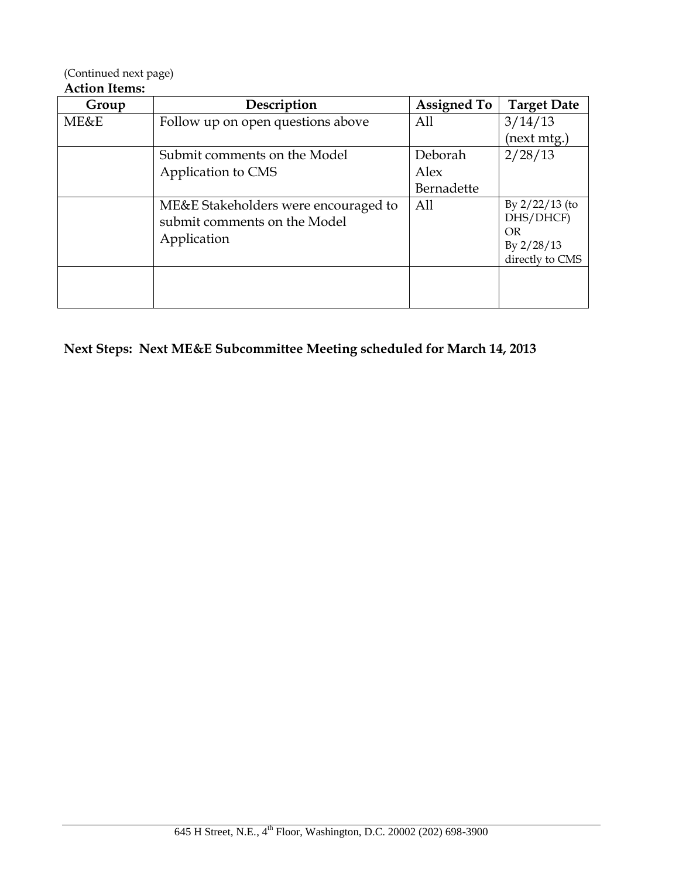(Continued next page)

**Action Items:**

| Group | Description | Assigned To | Target Date |
|---|---|---|---|
| ME&E | Follow up on open questions above | All | 3/14/13 (next mtg.) |
| | Submit comments on the Model Application to CMS | Deborah Alex Bernadette | 2/28/13 |
| | ME&E Stakeholders were encouraged to submit comments on the Model Application | All | By 2/22/13 (to DHS/DHCF) OR By 2/28/13 directly to CMS |
| | | | |

**Next Steps: Next ME&E Subcommittee Meeting scheduled for March 14, 2013**

645 H Street, N.E., 4th Floor, Washington, D.C. 20002 (202) 698-3900